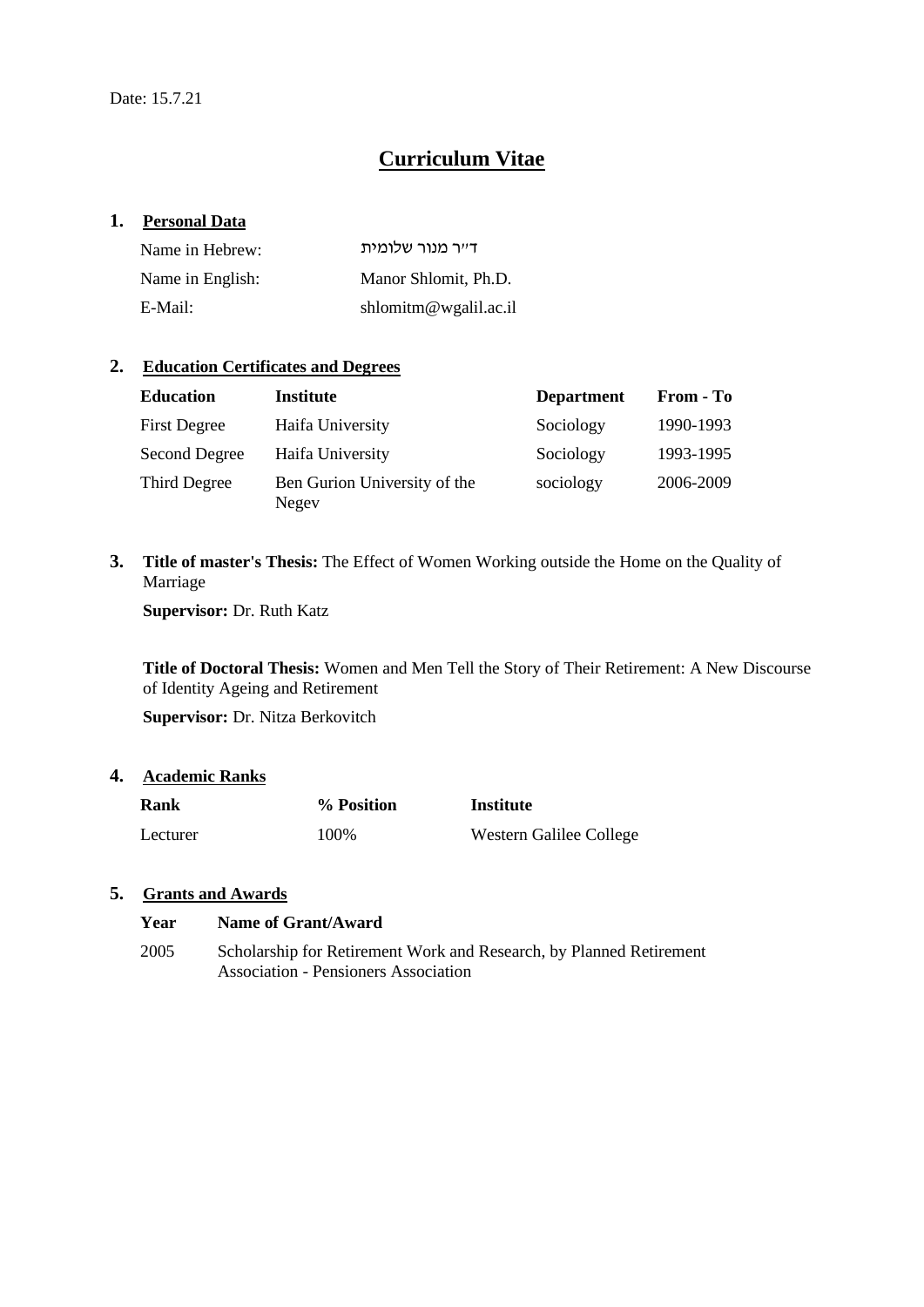Date: 15.7.21

# Curriculum Vitae

## 1. Personal Data

| | |
|---|---|
| Name in Hebrew: | ד״ר מנור שלומית |
| Name in English: | Manor Shlomit, Ph.D. |
| E-Mail: | shlomitm@wgalil.ac.il |

## 2. Education Certificates and Degrees

| Education | Institute | Department | From - To |
|---|---|---|---|
| First Degree | Haifa University | Sociology | 1990-1993 |
| Second Degree | Haifa University | Sociology | 1993-1995 |
| Third Degree | Ben Gurion University of the Negev | sociology | 2006-2009 |

## 3. Title of master's Thesis:

**Title of master's Thesis:** The Effect of Women Working outside the Home on the Quality of Marriage

**Supervisor:** Dr. Ruth Katz

**Title of Doctoral Thesis:** Women and Men Tell the Story of Their Retirement: A New Discourse of Identity Ageing and Retirement

**Supervisor:** Dr. Nitza Berkovitch

## 4. Academic Ranks

| Rank | % Position | Institute |
|---|---|---|
| Lecturer | 100% | Western Galilee College |

## 5. Grants and Awards

| Year | Name of Grant/Award |
|---|---|
| 2005 | Scholarship for Retirement Work and Research, by Planned Retirement Association - Pensioners Association |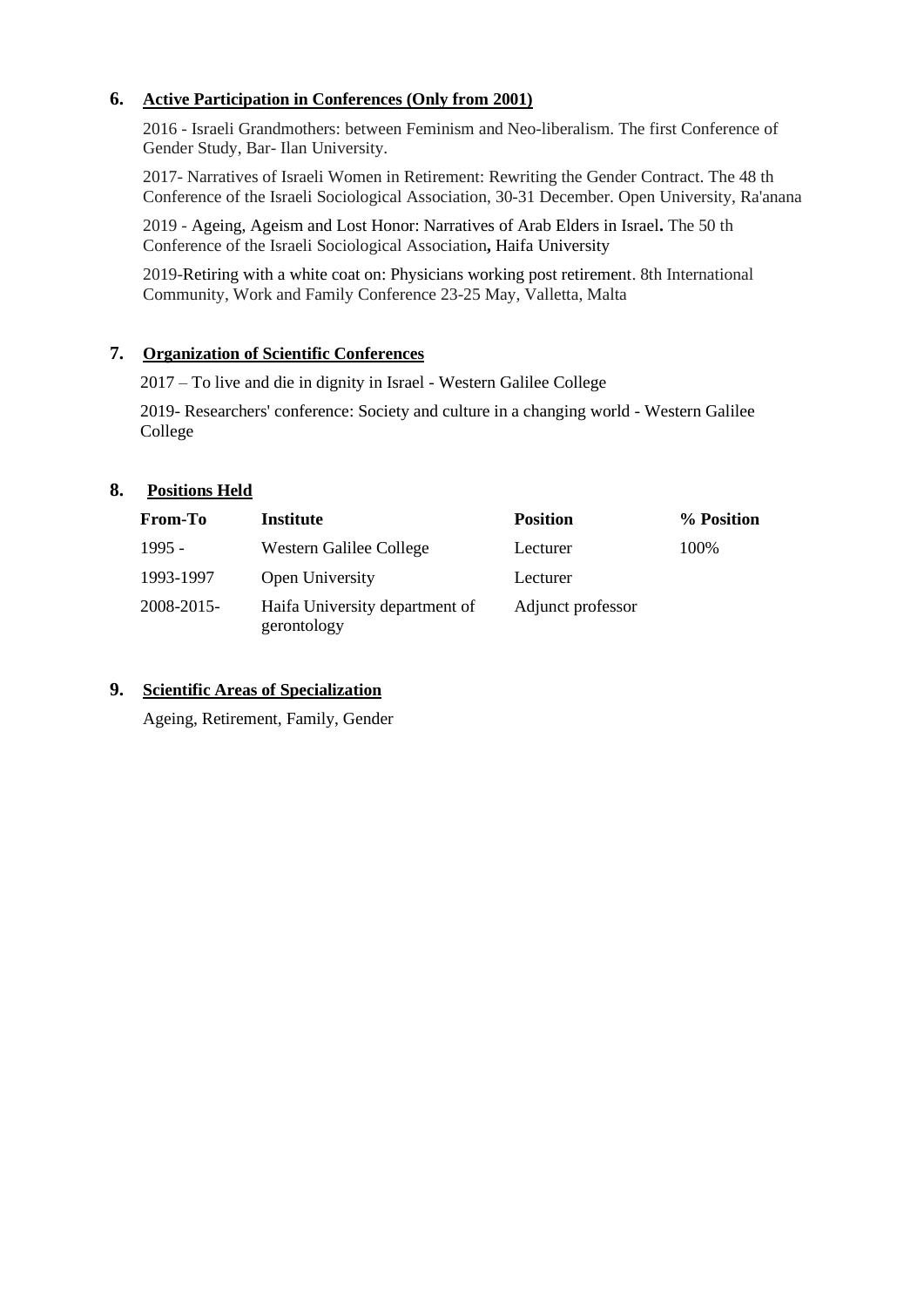## 6. Active Participation in Conferences (Only from 2001)

2016 - Israeli Grandmothers: between Feminism and Neo-liberalism. The first Conference of Gender Study, Bar- Ilan University.

2017- Narratives of Israeli Women in Retirement: Rewriting the Gender Contract. The 48 th Conference of the Israeli Sociological Association, 30-31 December. Open University, Ra'anana

2019 - Ageing, Ageism and Lost Honor: Narratives of Arab Elders in Israel**.** The 50 th Conference of the Israeli Sociological Association**,** Haifa University

2019-Retiring with a white coat on: Physicians working post retirement. 8th International Community, Work and Family Conference 23-25 May, Valletta, Malta

## 7. Organization of Scientific Conferences

2017 – To live and die in dignity in Israel - Western Galilee College

2019- Researchers' conference: Society and culture in a changing world - Western Galilee College

## 8. Positions Held

| From-To | Institute | Position | % Position |
|---|---|---|---|
| 1995 - | Western Galilee College | Lecturer | 100% |
| 1993-1997 | Open University | Lecturer | |
| 2008-2015- | Haifa University department of gerontology | Adjunct professor | |

## 9. Scientific Areas of Specialization

Ageing, Retirement, Family, Gender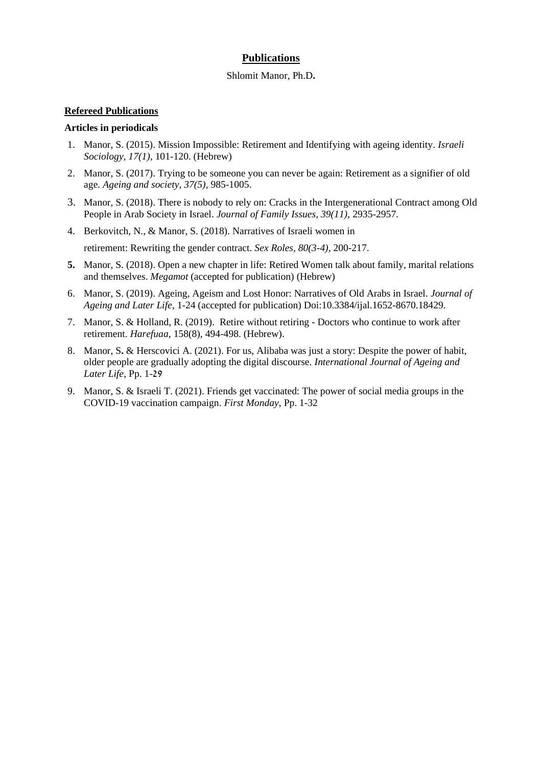# **Publications**

Shlomit Manor, Ph.D**.**

## **Refereed Publications**

### **Articles in periodicals**

1. Manor, S. (2015). Mission Impossible: Retirement and Identifying with ageing identity. *Israeli Sociology, 17(1)*, 101-120. (Hebrew)
2. Manor, S. (2017). Trying to be someone you can never be again: Retirement as a signifier of old age. *Ageing and society, 37(5)*, 985-1005.
3. Manor, S. (2018). There is nobody to rely on: Cracks in the Intergenerational Contract among Old People in Arab Society in Israel. *Journal of Family Issues, 39(11)*, 2935-2957.
4. Berkovitch, N., & Manor, S. (2018). Narratives of Israeli women in

   retirement: Rewriting the gender contract. *Sex Roles, 80(3-4)*, 200-217.
5. Manor, S. (2018). Open a new chapter in life: Retired Women talk about family, marital relations and themselves. *Megamot* (accepted for publication) (Hebrew)
6. Manor, S. (2019). Ageing, Ageism and Lost Honor: Narratives of Old Arabs in Israel. *Journal of Ageing and Later Life*, 1-24 (accepted for publication) Doi:10.3384/ijal.1652-8670.18429.
7. Manor, S. & Holland, R. (2019). Retire without retiring - Doctors who continue to work after retirement. *Harefuaa*, 158(8), 494-498. (Hebrew).
8. Manor, S**.** & Herscovici A. (2021). For us, Alibaba was just a story: Despite the power of habit, older people are gradually adopting the digital discourse. *International Journal of Ageing and Later Life,* Pp. 1-29
9. Manor, S. & Israeli T. (2021). Friends get vaccinated: The power of social media groups in the COVID-19 vaccination campaign. *First Monday*, Pp. 1-32